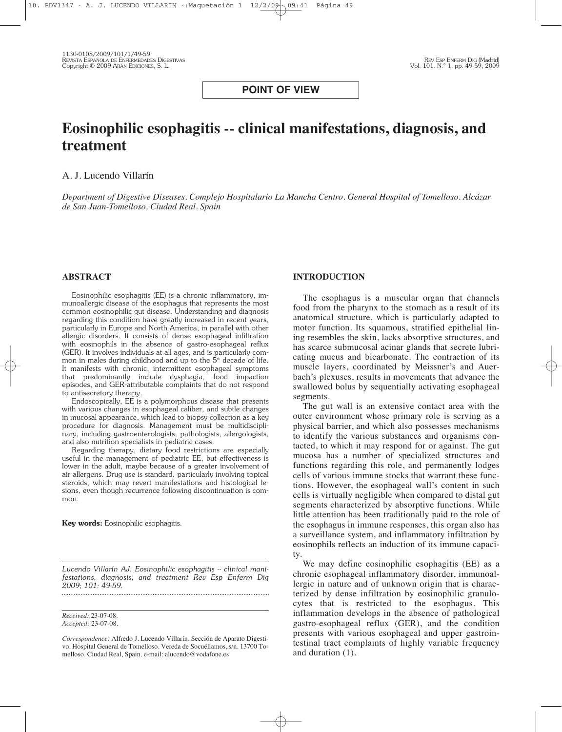**POINT OF VIEW**

# Eosinophilic esophagitis -- clinical manifestations, diagnosis, and treatment

A. J. Lucendo Villarín

*Department of Digestive Diseases. Complejo Hospitalario La Mancha Centro. General Hospital of Tomelloso. Alcázar de San Juan-Tomelloso, Ciudad Real. Spain*

## ABSTRACT

Eosinophilic esophagitis (EE) is a chronic inflammatory, immunoallergic disease of the esophagus that represents the most common eosinophilic gut disease. Understanding and diagnosis regarding this condition have greatly increased in recent years, particularly in Europe and North America, in parallel with other allergic disorders. It consists of dense esophageal infiltration with eosinophils in the absence of gastro-esophageal reflux (GER). It involves individuals at all ages, and is particularly common in males during childhood and up to the 5th decade of life. It manifests with chronic, intermittent esophageal symptoms that predominantly include dysphagia, food impaction episodes, and GER-attributable complaints that do not respond to antisecretory therapy.

Endoscopically, EE is a polymorphous disease that presents with various changes in esophageal caliber, and subtle changes in mucosal appearance, which lead to biopsy collection as a key procedure for diagnosis. Management must be multidisciplinary, including gastroenterologists, pathologists, allergologists, and also nutrition specialists in pediatric cases.

Regarding therapy, dietary food restrictions are especially useful in the management of pediatric EE, but effectiveness is lower in the adult, maybe because of a greater involvement of air allergens. Drug use is standard, particularly involving topical steroids, which may revert manifestations and histological lesions, even though recurrence following discontinuation is common.

**Key words:** Eosinophilic esophagitis.

*Lucendo Villarín AJ. Eosinophilic esophagitis -- clinical manifestations, diagnosis, and treatment Rev Esp Enferm Dig 2009; 101: 49-59.*

*Received:* 23-07-08.
*Accepted:* 23-07-08.

*Correspondence:* Alfredo J. Lucendo Villarín. Sección de Aparato Digestivo. Hospital General de Tomelloso. Vereda de Socuéllamos, s/n. 13700 Tomelloso. Ciudad Real, Spain. e-mail: alucendo@vodafone.es

## INTRODUCTION

The esophagus is a muscular organ that channels food from the pharynx to the stomach as a result of its anatomical structure, which is particularly adapted to motor function. Its squamous, stratified epithelial lining resembles the skin, lacks absorptive structures, and has scarce submucosal acinar glands that secrete lubricating mucus and bicarbonate. The contraction of its muscle layers, coordinated by Meissner's and Auerbach's plexuses, results in movements that advance the swallowed bolus by sequentially activating esophageal segments.

The gut wall is an extensive contact area with the outer environment whose primary role is serving as a physical barrier, and which also possesses mechanisms to identify the various substances and organisms contacted, to which it may respond for or against. The gut mucosa has a number of specialized structures and functions regarding this role, and permanently lodges cells of various immune stocks that warrant these functions. However, the esophageal wall's content in such cells is virtually negligible when compared to distal gut segments characterized by absorptive functions. While little attention has been traditionally paid to the role of the esophagus in immune responses, this organ also has a surveillance system, and inflammatory infiltration by eosinophils reflects an induction of its immune capacity.

We may define eosinophilic esophagitis (EE) as a chronic esophageal inflammatory disorder, immunoallergic in nature and of unknown origin that is characterized by dense infiltration by eosinophilic granulocytes that is restricted to the esophagus. This inflammation develops in the absence of pathological gastro-esophageal reflux (GER), and the condition presents with various esophageal and upper gastrointestinal tract complaints of highly variable frequency and duration (1).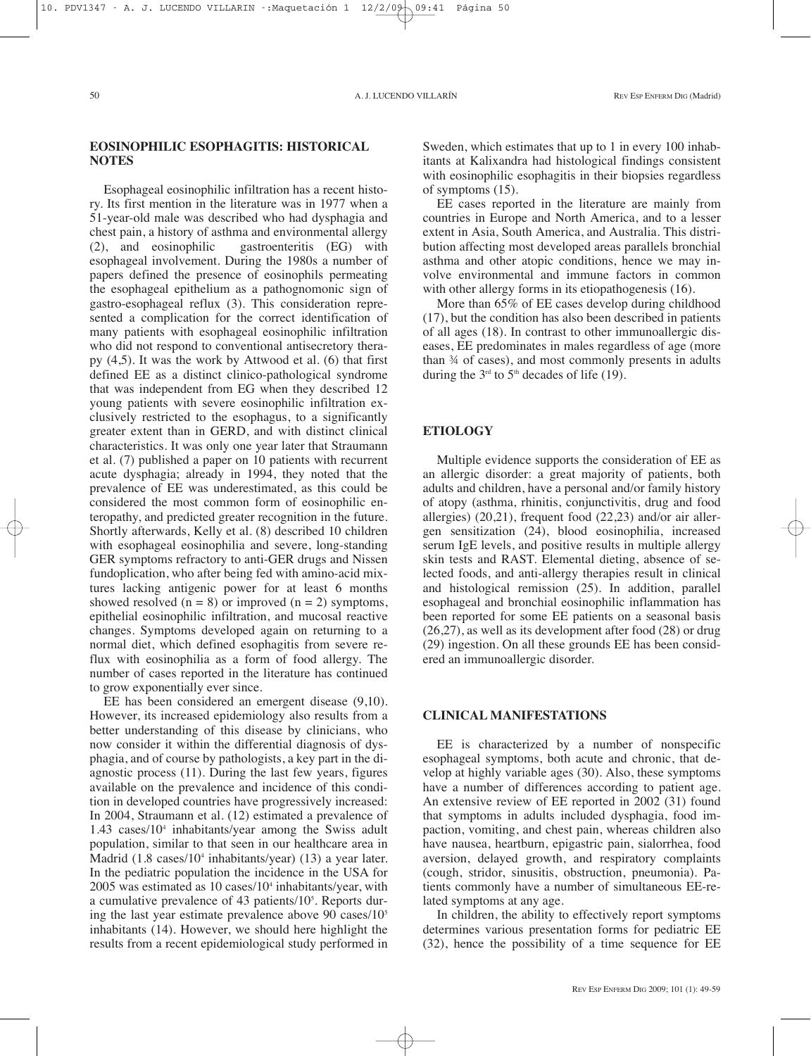## EOSINOPHILIC ESOPHAGITIS: HISTORICAL NOTES

Esophageal eosinophilic infiltration has a recent history. Its first mention in the literature was in 1977 when a 51-year-old male was described who had dysphagia and chest pain, a history of asthma and environmental allergy (2), and eosinophilic gastroenteritis (EG) with esophageal involvement. During the 1980s a number of papers defined the presence of eosinophils permeating the esophageal epithelium as a pathognomonic sign of gastro-esophageal reflux (3). This consideration represented a complication for the correct identification of many patients with esophageal eosinophilic infiltration who did not respond to conventional antisecretory therapy (4,5). It was the work by Attwood et al. (6) that first defined EE as a distinct clinico-pathological syndrome that was independent from EG when they described 12 young patients with severe eosinophilic infiltration exclusively restricted to the esophagus, to a significantly greater extent than in GERD, and with distinct clinical characteristics. It was only one year later that Straumann et al. (7) published a paper on 10 patients with recurrent acute dysphagia; already in 1994, they noted that the prevalence of EE was underestimated, as this could be considered the most common form of eosinophilic enteropathy, and predicted greater recognition in the future. Shortly afterwards, Kelly et al. (8) described 10 children with esophageal eosinophilia and severe, long-standing GER symptoms refractory to anti-GER drugs and Nissen fundoplication, who after being fed with amino-acid mixtures lacking antigenic power for at least 6 months showed resolved ($n = 8$) or improved ($n = 2$) symptoms, epithelial eosinophilic infiltration, and mucosal reactive changes. Symptoms developed again on returning to a normal diet, which defined esophagitis from severe reflux with eosinophilia as a form of food allergy. The number of cases reported in the literature has continued to grow exponentially ever since.

EE has been considered an emergent disease (9,10). However, its increased epidemiology also results from a better understanding of this disease by clinicians, who now consider it within the differential diagnosis of dysphagia, and of course by pathologists, a key part in the diagnostic process (11). During the last few years, figures available on the prevalence and incidence of this condition in developed countries have progressively increased: In 2004, Straumann et al. (12) estimated a prevalence of 1.43 cases/$10^4$ inhabitants/year among the Swiss adult population, similar to that seen in our healthcare area in Madrid (1.8 cases/$10^4$ inhabitants/year) (13) a year later. In the pediatric population the incidence in the USA for 2005 was estimated as 10 cases/$10^4$ inhabitants/year, with a cumulative prevalence of 43 patients/$10^5$. Reports during the last year estimate prevalence above 90 cases/$10^5$ inhabitants (14). However, we should here highlight the results from a recent epidemiological study performed in Sweden, which estimates that up to 1 in every 100 inhabitants at Kalixandra had histological findings consistent with eosinophilic esophagitis in their biopsies regardless of symptoms (15).

EE cases reported in the literature are mainly from countries in Europe and North America, and to a lesser extent in Asia, South America, and Australia. This distribution affecting most developed areas parallels bronchial asthma and other atopic conditions, hence we may involve environmental and immune factors in common with other allergy forms in its etiopathogenesis (16).

More than 65% of EE cases develop during childhood (17), but the condition has also been described in patients of all ages (18). In contrast to other immunoallergic diseases, EE predominates in males regardless of age (more than ¾ of cases), and most commonly presents in adults during the 3rd to 5th decades of life (19).

## ETIOLOGY

Multiple evidence supports the consideration of EE as an allergic disorder: a great majority of patients, both adults and children, have a personal and/or family history of atopy (asthma, rhinitis, conjunctivitis, drug and food allergies) (20,21), frequent food (22,23) and/or air allergen sensitization (24), blood eosinophilia, increased serum IgE levels, and positive results in multiple allergy skin tests and RAST. Elemental dieting, absence of selected foods, and anti-allergy therapies result in clinical and histological remission (25). In addition, parallel esophageal and bronchial eosinophilic inflammation has been reported for some EE patients on a seasonal basis (26,27), as well as its development after food (28) or drug (29) ingestion. On all these grounds EE has been considered an immunoallergic disorder.

## CLINICAL MANIFESTATIONS

EE is characterized by a number of nonspecific esophageal symptoms, both acute and chronic, that develop at highly variable ages (30). Also, these symptoms have a number of differences according to patient age. An extensive review of EE reported in 2002 (31) found that symptoms in adults included dysphagia, food impaction, vomiting, and chest pain, whereas children also have nausea, heartburn, epigastric pain, sialorrhea, food aversion, delayed growth, and respiratory complaints (cough, stridor, sinusitis, obstruction, pneumonia). Patients commonly have a number of simultaneous EE-related symptoms at any age.

In children, the ability to effectively report symptoms determines various presentation forms for pediatric EE (32), hence the possibility of a time sequence for EE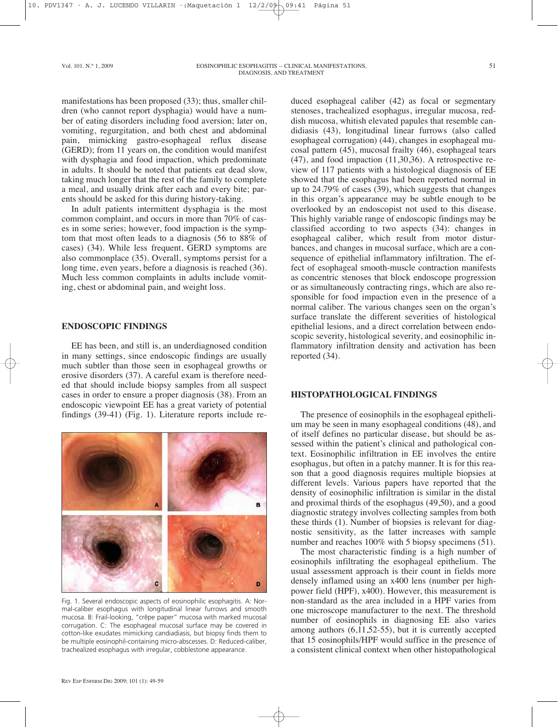manifestations has been proposed (33); thus, smaller children (who cannot report dysphagia) would have a number of eating disorders including food aversion; later on, vomiting, regurgitation, and both chest and abdominal pain, mimicking gastro-esophageal reflux disease (GERD); from 11 years on, the condition would manifest with dysphagia and food impaction, which predominate in adults. It should be noted that patients eat dead slow, taking much longer that the rest of the family to complete a meal, and usually drink after each and every bite; parents should be asked for this during history-taking.

In adult patients intermittent dysphagia is the most common complaint, and occurs in more than 70% of cases in some series; however, food impaction is the symptom that most often leads to a diagnosis (56 to 88% of cases) (34). While less frequent, GERD symptoms are also commonplace (35). Overall, symptoms persist for a long time, even years, before a diagnosis is reached (36). Much less common complaints in adults include vomiting, chest or abdominal pain, and weight loss.

## ENDOSCOPIC FINDINGS

EE has been, and still is, an underdiagnosed condition in many settings, since endoscopic findings are usually much subtler than those seen in esophageal growths or erosive disorders (37). A careful exam is therefore needed that should include biopsy samples from all suspect cases in order to ensure a proper diagnosis (38). From an endoscopic viewpoint EE has a great variety of potential findings (39-41) (Fig. 1). Literature reports include reduced esophageal caliber (42) as focal or segmentary stenoses, trachealized esophagus, irregular mucosa, reddish mucosa, whitish elevated papules that resemble candidiasis (43), longitudinal linear furrows (also called esophageal corrugation) (44), changes in esophageal mucosal pattern (45), mucosal frailty (46), esophageal tears (47), and food impaction (11,30,36). A retrospective review of 117 patients with a histological diagnosis of EE showed that the esophagus had been reported normal in up to 24.79% of cases (39), which suggests that changes in this organ's appearance may be subtle enough to be overlooked by an endoscopist not used to this disease. This highly variable range of endoscopic findings may be classified according to two aspects (34): changes in esophageal caliber, which result from motor disturbances, and changes in mucosal surface, which are a consequence of epithelial inflammatory infiltration. The effect of esophageal smooth-muscle contraction manifests as concentric stenoses that block endoscope progression or as simultaneously contracting rings, which are also responsible for food impaction even in the presence of a normal caliber. The various changes seen on the organ's surface translate the different severities of histological epithelial lesions, and a direct correlation between endoscopic severity, histological severity, and eosinophilic inflammatory infiltration density and activation has been reported (34).

Fig. 1. Several endoscopic aspects of eosinophilic esophagitis. A: Normal-caliber esophagus with longitudinal linear furrows and smooth mucosa. B: Frail-looking, "crêpe paper" mucosa with marked mucosal corrugation. C: The esophageal mucosal surface may be covered in cotton-like exudates mimicking candiadiasis, but biopsy finds them to be multiple eosinophil-containing micro-abscesses. D: Reduced-caliber, trachealized esophagus with irregular, cobblestone appearance.

## HISTOPATHOLOGICAL FINDINGS

The presence of eosinophils in the esophageal epithelium may be seen in many esophageal conditions (48), and of itself defines no particular disease, but should be assessed within the patient's clinical and pathological context. Eosinophilic infiltration in EE involves the entire esophagus, but often in a patchy manner. It is for this reason that a good diagnosis requires multiple biopsies at different levels. Various papers have reported that the density of eosinophilic infiltration is similar in the distal and proximal thirds of the esophagus (49,50), and a good diagnostic strategy involves collecting samples from both these thirds (1). Number of biopsies is relevant for diagnostic sensitivity, as the latter increases with sample number and reaches 100% with 5 biopsy specimens (51).

The most characteristic finding is a high number of eosinophils infiltrating the esophageal epithelium. The usual assessment approach is their count in fields more densely inflamed using an x400 lens (number per high-power field (HPF), x400). However, this measurement is non-standard as the area included in a HPF varies from one microscope manufacturer to the next. The threshold number of eosinophils in diagnosing EE also varies among authors (6,11,52-55), but it is currently accepted that 15 eosinophils/HPF would suffice in the presence of a consistent clinical context when other histopathological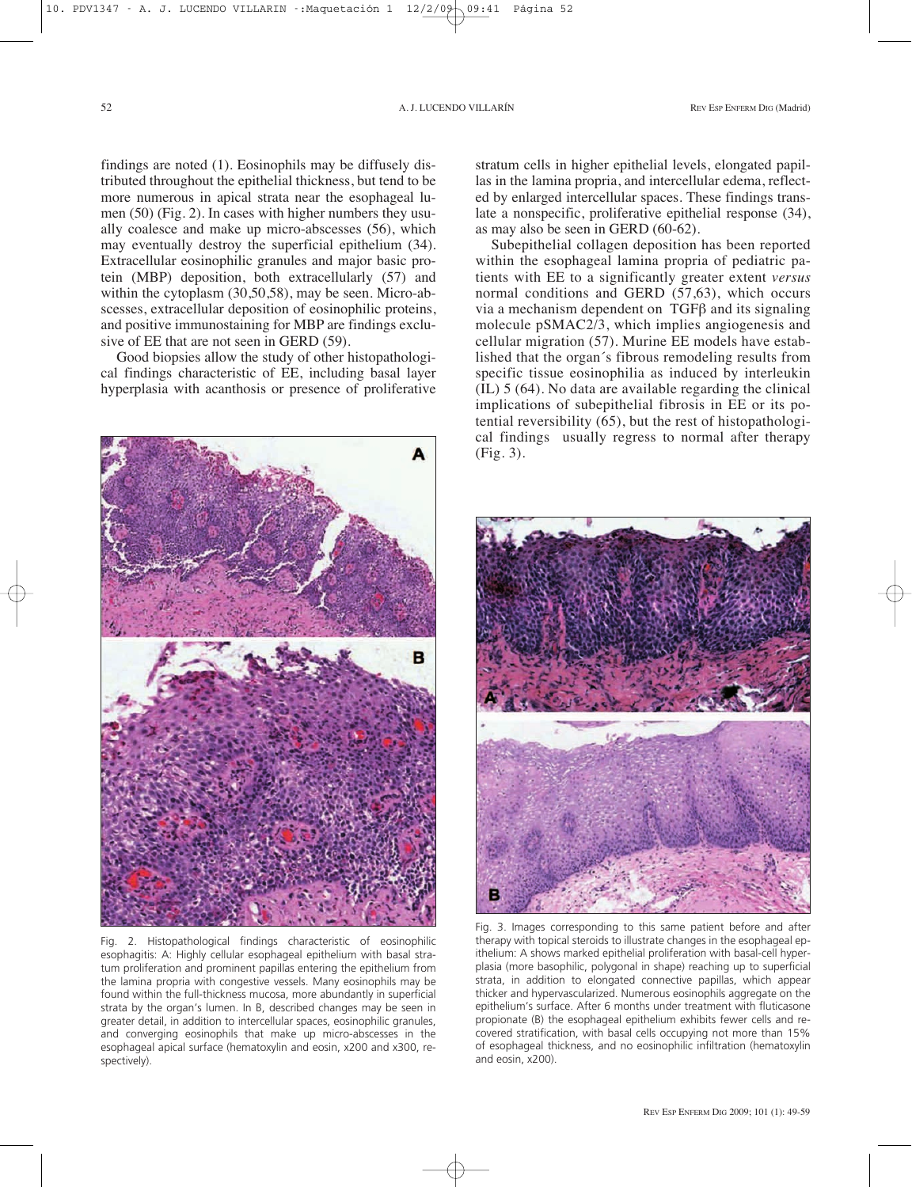findings are noted (1). Eosinophils may be diffusely distributed throughout the epithelial thickness, but tend to be more numerous in apical strata near the esophageal lumen (50) (Fig. 2). In cases with higher numbers they usually coalesce and make up micro-abscesses (56), which may eventually destroy the superficial epithelium (34). Extracellular eosinophilic granules and major basic protein (MBP) deposition, both extracellularly (57) and within the cytoplasm (30,50,58), may be seen. Micro-abscesses, extracellular deposition of eosinophilic proteins, and positive immunostaining for MBP are findings exclusive of EE that are not seen in GERD (59).

Good biopsies allow the study of other histopathological findings characteristic of EE, including basal layer hyperplasia with acanthosis or presence of proliferative stratum cells in higher epithelial levels, elongated papillas in the lamina propria, and intercellular edema, reflected by enlarged intercellular spaces. These findings translate a nonspecific, proliferative epithelial response (34), as may also be seen in GERD (60-62).

Subepithelial collagen deposition has been reported within the esophageal lamina propria of pediatric patients with EE to a significantly greater extent *versus* normal conditions and GERD (57,63), which occurs via a mechanism dependent on TGFβ and its signaling molecule pSMAC2/3, which implies angiogenesis and cellular migration (57). Murine EE models have established that the organ´s fibrous remodeling results from specific tissue eosinophilia as induced by interleukin (IL) 5 (64). No data are available regarding the clinical implications of subepithelial fibrosis in EE or its potential reversibility (65), but the rest of histopathological findings usually regress to normal after therapy (Fig. 3).

Fig. 2. Histopathological findings characteristic of eosinophilic esophagitis: A: Highly cellular esophageal epithelium with basal stratum proliferation and prominent papillas entering the epithelium from the lamina propria with congestive vessels. Many eosinophils may be found within the full-thickness mucosa, more abundantly in superficial strata by the organ's lumen. In B, described changes may be seen in greater detail, in addition to intercellular spaces, eosinophilic granules, and converging eosinophils that make up micro-abscesses in the esophageal apical surface (hematoxylin and eosin, x200 and x300, respectively).

Fig. 3. Images corresponding to this same patient before and after therapy with topical steroids to illustrate changes in the esophageal epithelium: A shows marked epithelial proliferation with basal-cell hyperplasia (more basophilic, polygonal in shape) reaching up to superficial strata, in addition to elongated connective papillas, which appear thicker and hypervascularized. Numerous eosinophils aggregate on the epithelium's surface. After 6 months under treatment with fluticasone propionate (B) the esophageal epithelium exhibits fewer cells and recovered stratification, with basal cells occupying not more than 15% of esophageal thickness, and no eosinophilic infiltration (hematoxylin and eosin, x200).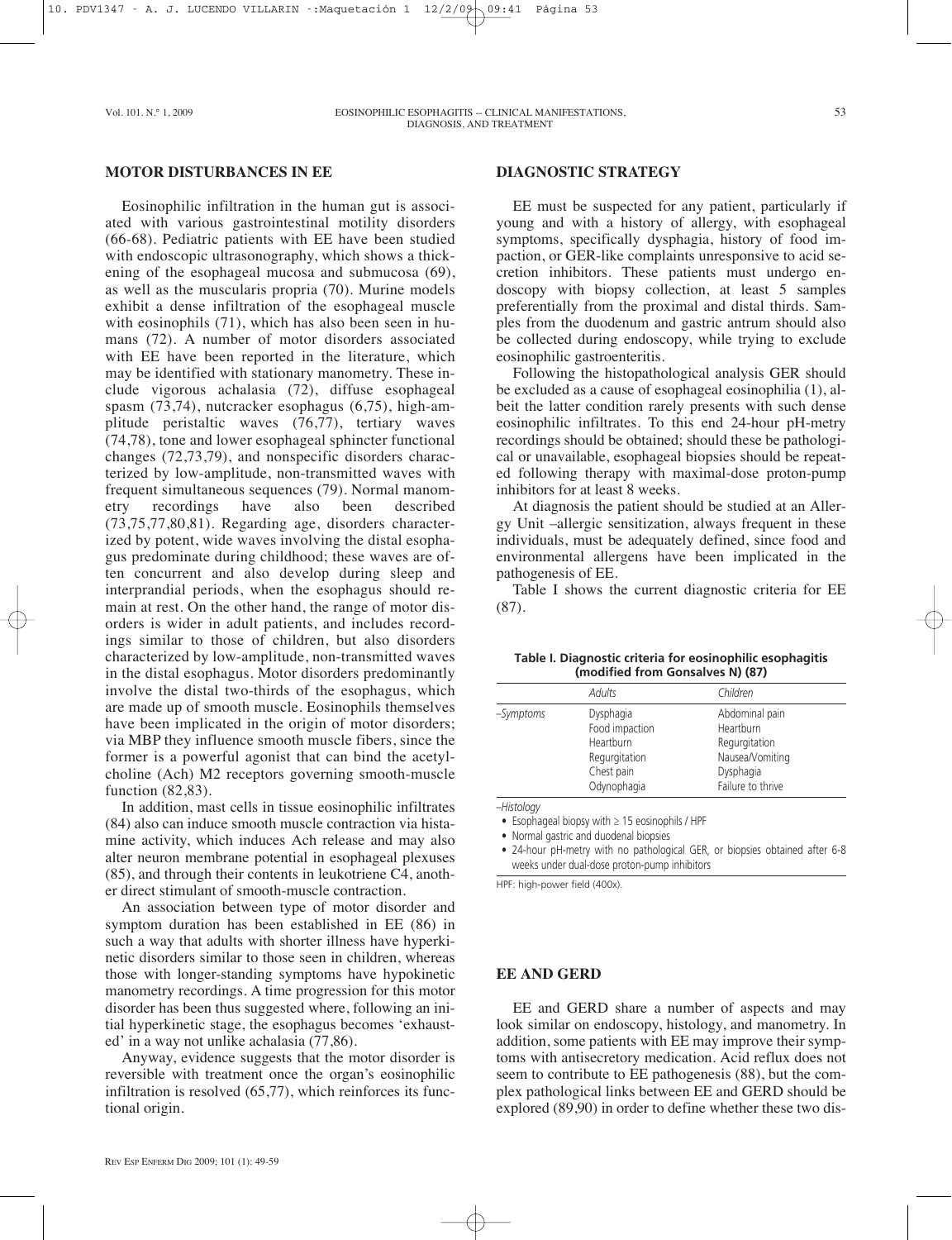## MOTOR DISTURBANCES IN EE

Eosinophilic infiltration in the human gut is associated with various gastrointestinal motility disorders (66-68). Pediatric patients with EE have been studied with endoscopic ultrasonography, which shows a thickening of the esophageal mucosa and submucosa (69), as well as the muscularis propria (70). Murine models exhibit a dense infiltration of the esophageal muscle with eosinophils (71), which has also been seen in humans (72). A number of motor disorders associated with EE have been reported in the literature, which may be identified with stationary manometry. These include vigorous achalasia (72), diffuse esophageal spasm (73,74), nutcracker esophagus (6,75), high-amplitude peristaltic waves (76,77), tertiary waves (74,78), tone and lower esophageal sphincter functional changes (72,73,79), and nonspecific disorders characterized by low-amplitude, non-transmitted waves with frequent simultaneous sequences (79). Normal manometry recordings have also been described (73,75,77,80,81). Regarding age, disorders characterized by potent, wide waves involving the distal esophagus predominate during childhood; these waves are often concurrent and also develop during sleep and interprandial periods, when the esophagus should remain at rest. On the other hand, the range of motor disorders is wider in adult patients, and includes recordings similar to those of children, but also disorders characterized by low-amplitude, non-transmitted waves in the distal esophagus. Motor disorders predominantly involve the distal two-thirds of the esophagus, which are made up of smooth muscle. Eosinophils themselves have been implicated in the origin of motor disorders; via MBP they influence smooth muscle fibers, since the former is a powerful agonist that can bind the acetylcholine (Ach) M2 receptors governing smooth-muscle function (82,83).

In addition, mast cells in tissue eosinophilic infiltrates (84) also can induce smooth muscle contraction via histamine activity, which induces Ach release and may also alter neuron membrane potential in esophageal plexuses (85), and through their contents in leukotriene C4, another direct stimulant of smooth-muscle contraction.

An association between type of motor disorder and symptom duration has been established in EE (86) in such a way that adults with shorter illness have hyperkinetic disorders similar to those seen in children, whereas those with longer-standing symptoms have hypokinetic manometry recordings. A time progression for this motor disorder has been thus suggested where, following an initial hyperkinetic stage, the esophagus becomes 'exhausted' in a way not unlike achalasia (77,86).

Anyway, evidence suggests that the motor disorder is reversible with treatment once the organ's eosinophilic infiltration is resolved (65,77), which reinforces its functional origin.

## DIAGNOSTIC STRATEGY

EE must be suspected for any patient, particularly if young and with a history of allergy, with esophageal symptoms, specifically dysphagia, history of food impaction, or GER-like complaints unresponsive to acid secretion inhibitors. These patients must undergo endoscopy with biopsy collection, at least 5 samples preferentially from the proximal and distal thirds. Samples from the duodenum and gastric antrum should also be collected during endoscopy, while trying to exclude eosinophilic gastroenteritis.

Following the histopathological analysis GER should be excluded as a cause of esophageal eosinophilia (1), albeit the latter condition rarely presents with such dense eosinophilic infiltrates. To this end 24-hour pH-metry recordings should be obtained; should these be pathological or unavailable, esophageal biopsies should be repeated following therapy with maximal-dose proton-pump inhibitors for at least 8 weeks.

At diagnosis the patient should be studied at an Allergy Unit –allergic sensitization, always frequent in these individuals, must be adequately defined, since food and environmental allergens have been implicated in the pathogenesis of EE.

Table I shows the current diagnostic criteria for EE (87).

**Table I. Diagnostic criteria for eosinophilic esophagitis (modified from Gonsalves N) (87)**

| | *Adults* | *Children* |
|---|---|---|
| –*Symptoms* | Dysphagia<br>Food impaction<br>Heartburn<br>Regurgitation<br>Chest pain<br>Odynophagia | Abdominal pain<br>Heartburn<br>Regurgitation<br>Nausea/Vomiting<br>Dysphagia<br>Failure to thrive |

–*Histology*

- Esophageal biopsy with ≥ 15 eosinophils / HPF
- Normal gastric and duodenal biopsies
- 24-hour pH-metry with no pathological GER, or biopsies obtained after 6-8 weeks under dual-dose proton-pump inhibitors

HPF: high-power field (400x).

## EE AND GERD

EE and GERD share a number of aspects and may look similar on endoscopy, histology, and manometry. In addition, some patients with EE may improve their symptoms with antisecretory medication. Acid reflux does not seem to contribute to EE pathogenesis (88), but the complex pathological links between EE and GERD should be explored (89,90) in order to define whether these two dis-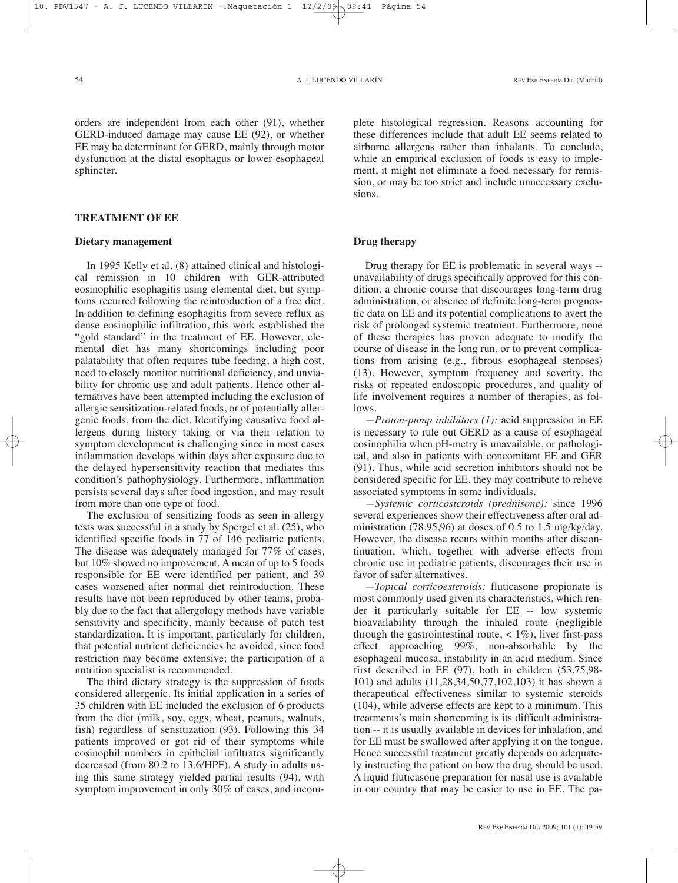orders are independent from each other (91), whether GERD-induced damage may cause EE (92), or whether EE may be determinant for GERD, mainly through motor dysfunction at the distal esophagus or lower esophageal sphincter.

## TREATMENT OF EE

### Dietary management

In 1995 Kelly et al. (8) attained clinical and histological remission in 10 children with GER-attributed eosinophilic esophagitis using elemental diet, but symptoms recurred following the reintroduction of a free diet. In addition to defining esophagitis from severe reflux as dense eosinophilic infiltration, this work established the "gold standard" in the treatment of EE. However, elemental diet has many shortcomings including poor palatability that often requires tube feeding, a high cost, need to closely monitor nutritional deficiency, and unviability for chronic use and adult patients. Hence other alternatives have been attempted including the exclusion of allergic sensitization-related foods, or of potentially allergenic foods, from the diet. Identifying causative food allergens during history taking or via their relation to symptom development is challenging since in most cases inflammation develops within days after exposure due to the delayed hypersensitivity reaction that mediates this condition's pathophysiology. Furthermore, inflammation persists several days after food ingestion, and may result from more than one type of food.

The exclusion of sensitizing foods as seen in allergy tests was successful in a study by Spergel et al. (25), who identified specific foods in 77 of 146 pediatric patients. The disease was adequately managed for 77% of cases, but 10% showed no improvement. A mean of up to 5 foods responsible for EE were identified per patient, and 39 cases worsened after normal diet reintroduction. These results have not been reproduced by other teams, probably due to the fact that allergology methods have variable sensitivity and specificity, mainly because of patch test standardization. It is important, particularly for children, that potential nutrient deficiencies be avoided, since food restriction may become extensive; the participation of a nutrition specialist is recommended.

The third dietary strategy is the suppression of foods considered allergenic. Its initial application in a series of 35 children with EE included the exclusion of 6 products from the diet (milk, soy, eggs, wheat, peanuts, walnuts, fish) regardless of sensitization (93). Following this 34 patients improved or got rid of their symptoms while eosinophil numbers in epithelial infiltrates significantly decreased (from 80.2 to 13.6/HPF). A study in adults using this same strategy yielded partial results (94), with symptom improvement in only 30% of cases, and incomplete histological regression. Reasons accounting for these differences include that adult EE seems related to airborne allergens rather than inhalants. To conclude, while an empirical exclusion of foods is easy to implement, it might not eliminate a food necessary for remission, or may be too strict and include unnecessary exclusions.

### Drug therapy

Drug therapy for EE is problematic in several ways -- unavailability of drugs specifically approved for this condition, a chronic course that discourages long-term drug administration, or absence of definite long-term prognostic data on EE and its potential complications to avert the risk of prolonged systemic treatment. Furthermore, none of these therapies has proven adequate to modify the course of disease in the long run, or to prevent complications from arising (e.g., fibrous esophageal stenoses) (13). However, symptom frequency and severity, the risks of repeated endoscopic procedures, and quality of life involvement requires a number of therapies, as follows.

—*Proton-pump inhibitors (1):* acid suppression in EE is necessary to rule out GERD as a cause of esophageal eosinophilia when pH-metry is unavailable, or pathological, and also in patients with concomitant EE and GER (91). Thus, while acid secretion inhibitors should not be considered specific for EE, they may contribute to relieve associated symptoms in some individuals.

—*Systemic corticosteroids (prednisone):* since 1996 several experiences show their effectiveness after oral administration (78,95,96) at doses of 0.5 to 1.5 mg/kg/day. However, the disease recurs within months after discontinuation, which, together with adverse effects from chronic use in pediatric patients, discourages their use in favor of safer alternatives.

—*Topical corticoesteroids:* fluticasone propionate is most commonly used given its characteristics, which render it particularly suitable for EE -- low systemic bioavailability through the inhaled route (negligible through the gastrointestinal route, < 1%), liver first-pass effect approaching 99%, non-absorbable by the esophageal mucosa, instability in an acid medium. Since first described in EE (97), both in children (53,75,98-101) and adults (11,28,34,50,77,102,103) it has shown a therapeutical effectiveness similar to systemic steroids (104), while adverse effects are kept to a minimum. This treatments's main shortcoming is its difficult administration -- it is usually available in devices for inhalation, and for EE must be swallowed after applying it on the tongue. Hence successful treatment greatly depends on adequately instructing the patient on how the drug should be used. A liquid fluticasone preparation for nasal use is available in our country that may be easier to use in EE. The pa-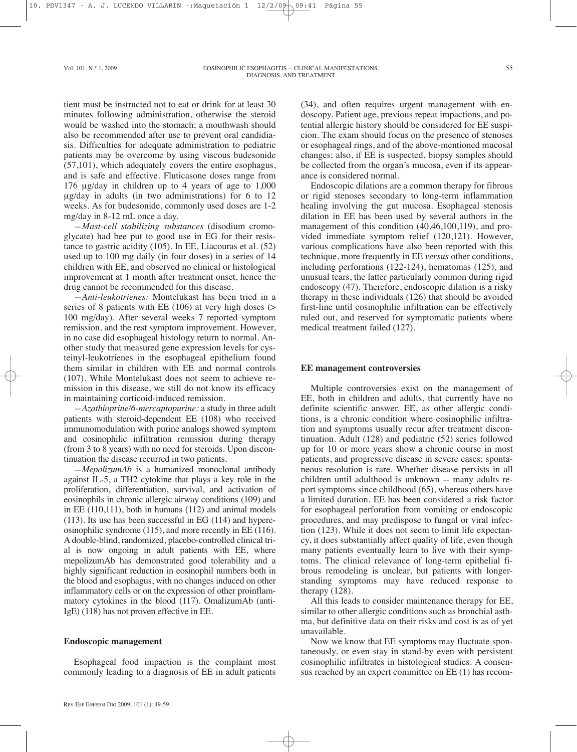tient must be instructed not to eat or drink for at least 30 minutes following administration, otherwise the steroid would be washed into the stomach; a mouthwash should also be recommended after use to prevent oral candidiasis. Difficulties for adequate administration to pediatric patients may be overcome by using viscous budesonide (57,101), which adequately covers the entire esophagus, and is safe and effective. Fluticasone doses range from 176 μg/day in children up to 4 years of age to 1,000 μg/day in adults (in two administrations) for 6 to 12 weeks. As for budesonide, commonly used doses are 1-2 mg/day in 8-12 mL once a day.

—*Mast-cell stabilizing substances* (disodium cromoglycate) had bee put to good use in EG for their resistance to gastric acidity (105). In EE, Liacouras et al. (52) used up to 100 mg daily (in four doses) in a series of 14 children with EE, and observed no clinical or histological improvement at 1 month after treatment onset, hence the drug cannot be recommended for this disease.

—*Anti-leukotrienes:* Montelukast has been tried in a series of 8 patients with EE (106) at very high doses (> 100 mg/day). After several weeks 7 reported symptom remission, and the rest symptom improvement. However, in no case did esophageal histology return to normal. Another study that measured gene expression levels for cysteinyl-leukotrienes in the esophageal epithelium found them similar in children with EE and normal controls (107). While Montelukast does not seem to achieve remission in this disease, we still do not know its efficacy in maintaining corticoid-induced remission.

—*Azathioprine/6-mercaptopurine:* a study in three adult patients with steroid-dependent EE (108) who received immunomodulation with purine analogs showed symptom and eosinophilic infiltration remission during therapy (from 3 to 8 years) with no need for steroids. Upon discontinuation the disease recurred in two patients.

—*MepolizumAb* is a humanized monoclonal antibody against IL-5, a TH2 cytokine that plays a key role in the proliferation, differentiation, survival, and activation of eosinophils in chronic allergic airway conditions (109) and in EE (110,111), both in humans (112) and animal models (113). Its use has been successful in EG (114) and hypereosinophilic syndrome (115), and more recently in EE (116). A double-blind, randomized, placebo-controlled clinical trial is now ongoing in adult patients with EE, where mepolizumAb has demonstrated good tolerability and a highly significant reduction in eosinophil numbers both in the blood and esophagus, with no changes induced on other inflammatory cells or on the expression of other proinflammatory cytokines in the blood (117). OmalizumAb (anti-IgE) (118) has not proven effective in EE.

## Endoscopic management

Esophageal food impaction is the complaint most commonly leading to a diagnosis of EE in adult patients (34), and often requires urgent management with endoscopy. Patient age, previous repeat impactions, and potential allergic history should be considered for EE suspicion. The exam should focus on the presence of stenoses or esophageal rings, and of the above-mentioned mucosal changes; also, if EE is suspected, biopsy samples should be collected from the organ's mucosa, even if its appearance is considered normal.

Endoscopic dilations are a common therapy for fibrous or rigid stenoses secondary to long-term inflammation healing involving the gut mucosa. Esophageal stenosis dilation in EE has been used by several authors in the management of this condition (40,46,100,119), and provided immediate symptom relief (120,121). However, various complications have also been reported with this technique, more frequently in EE *versus* other conditions, including perforations (122-124), hematomas (125), and unusual tears, the latter particularly common during rigid endoscopy (47). Therefore, endoscopic dilation is a risky therapy in these individuals (126) that should be avoided first-line until eosinophilic infiltration can be effectively ruled out, and reserved for symptomatic patients where medical treatment failed (127).

## EE management controversies

Multiple controversies exist on the management of EE, both in children and adults, that currently have no definite scientific answer. EE, as other allergic conditions, is a chronic condition where eosinophilic infiltration and symptoms usually recur after treatment discontinuation. Adult (128) and pediatric (52) series followed up for 10 or more years show a chronic course in most patients, and progressive disease in severe cases; spontaneous resolution is rare. Whether disease persists in all children until adulthood is unknown -- many adults report symptoms since childhood (65), whereas others have a limited duration. EE has been considered a risk factor for esophageal perforation from vomiting or endoscopic procedures, and may predispose to fungal or viral infection (123). While it does not seem to limit life expectancy, it does substantially affect quality of life, even though many patients eventually learn to live with their symptoms. The clinical relevance of long-term epithelial fibrous remodeling is unclear, but patients with longer-standing symptoms may have reduced response to therapy (128).

All this leads to consider maintenance therapy for EE, similar to other allergic conditions such as bronchial asthma, but definitive data on their risks and cost is as of yet unavailable.

Now we know that EE symptoms may fluctuate spontaneously, or even stay in stand-by even with persistent eosinophilic infiltrates in histological studies. A consensus reached by an expert committee on EE (1) has recom-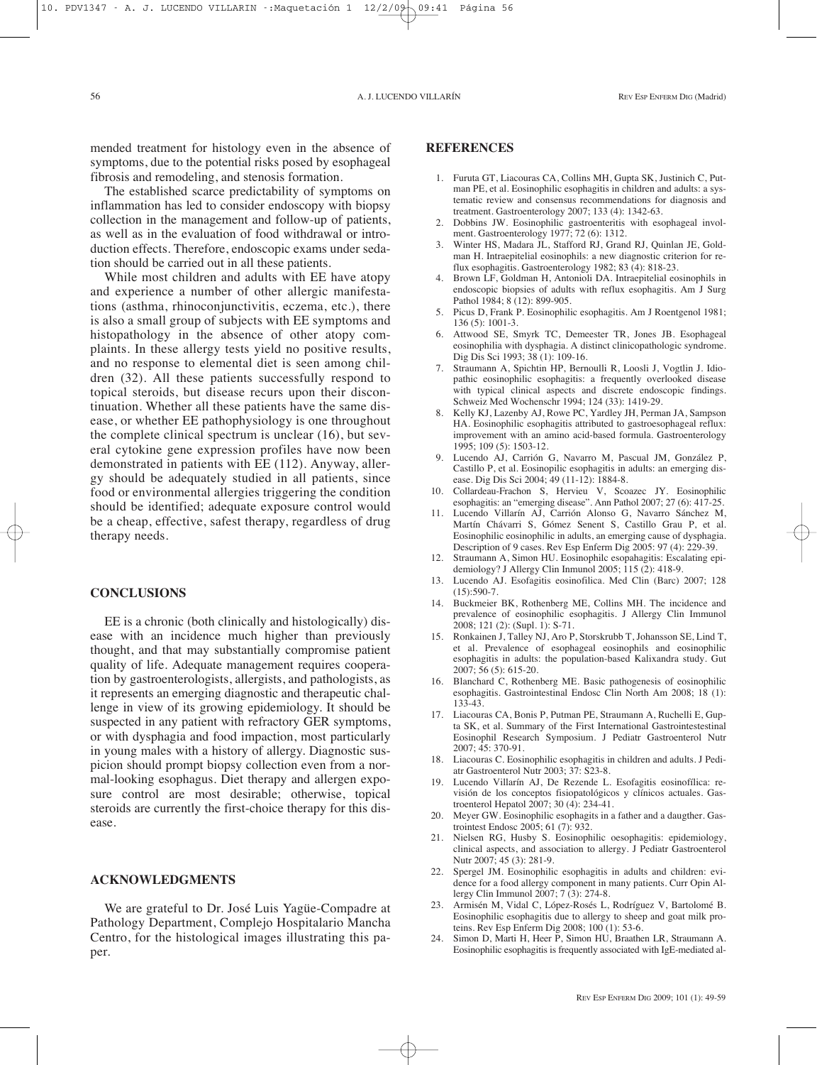mended treatment for histology even in the absence of symptoms, due to the potential risks posed by esophageal fibrosis and remodeling, and stenosis formation.

The established scarce predictability of symptoms on inflammation has led to consider endoscopy with biopsy collection in the management and follow-up of patients, as well as in the evaluation of food withdrawal or introduction effects. Therefore, endoscopic exams under sedation should be carried out in all these patients.

While most children and adults with EE have atopy and experience a number of other allergic manifestations (asthma, rhinoconjunctivitis, eczema, etc.), there is also a small group of subjects with EE symptoms and histopathology in the absence of other atopy complaints. In these allergy tests yield no positive results, and no response to elemental diet is seen among children (32). All these patients successfully respond to topical steroids, but disease recurs upon their discontinuation. Whether all these patients have the same disease, or whether EE pathophysiology is one throughout the complete clinical spectrum is unclear (16), but several cytokine gene expression profiles have now been demonstrated in patients with EE (112). Anyway, allergy should be adequately studied in all patients, since food or environmental allergies triggering the condition should be identified; adequate exposure control would be a cheap, effective, safest therapy, regardless of drug therapy needs.

## CONCLUSIONS

EE is a chronic (both clinically and histologically) disease with an incidence much higher than previously thought, and that may substantially compromise patient quality of life. Adequate management requires cooperation by gastroenterologists, allergists, and pathologists, as it represents an emerging diagnostic and therapeutic challenge in view of its growing epidemiology. It should be suspected in any patient with refractory GER symptoms, or with dysphagia and food impaction, most particularly in young males with a history of allergy. Diagnostic suspicion should prompt biopsy collection even from a normal-looking esophagus. Diet therapy and allergen exposure control are most desirable; otherwise, topical steroids are currently the first-choice therapy for this disease.

## ACKNOWLEDGMENTS

We are grateful to Dr. José Luis Yagüe-Compadre at Pathology Department, Complejo Hospitalario Mancha Centro, for the histological images illustrating this paper.

## REFERENCES

1. Furuta GT, Liacouras CA, Collins MH, Gupta SK, Justinich C, Putman PE, et al. Eosinophilic esophagitis in children and adults: a systematic review and consensus recommendations for diagnosis and treatment. Gastroenterology 2007; 133 (4): 1342-63.
2. Dobbins JW. Eosinophilic gastroenteritis with esophageal involvement. Gastroenterology 1977; 72 (6): 1312.
3. Winter HS, Madara JL, Stafford RJ, Grand RJ, Quinlan JE, Goldman H. Intraepitelial eosinophils: a new diagnostic criterion for reflux esophagitis. Gastroenterology 1982; 83 (4): 818-23.
4. Brown LF, Goldman H, Antonioli DA. Intraepitelial eosinophils in endoscopic biopsies of adults with reflux esophagitis. Am J Surg Pathol 1984; 8 (12): 899-905.
5. Picus D, Frank P. Eosinophilic esophagitis. Am J Roentgenol 1981; 136 (5): 1001-3.
6. Attwood SE, Smyrk TC, Demeester TR, Jones JB. Esophageal eosinophilia with dysphagia. A distinct clinicopathologic syndrome. Dig Dis Sci 1993; 38 (1): 109-16.
7. Straumann A, Spichtin HP, Bernoulli R, Loosli J, Vogtlin J. Idiopathic eosinophilic esophagitis: a frequently overlooked disease with typical clinical aspects and discrete endoscopic findings. Schweiz Med Wochenschr 1994; 124 (33): 1419-29.
8. Kelly KJ, Lazenby AJ, Rowe PC, Yardley JH, Perman JA, Sampson HA. Eosinophilic esophagitis attributed to gastroesophageal reflux: improvement with an amino acid-based formula. Gastroenterology 1995; 109 (5): 1503-12.
9. Lucendo AJ, Carrión G, Navarro M, Pascual JM, González P, Castillo P, et al. Eosinopilic esophagitis in adults: an emerging disease. Dig Dis Sci 2004; 49 (11-12): 1884-8.
10. Collardeau-Frachon S, Hervieu V, Scoazec JY. Eosinophilic esophagitis: an "emerging disease". Ann Pathol 2007; 27 (6): 417-25.
11. Lucendo Villarín AJ, Carrión Alonso G, Navarro Sánchez M, Martín Chávarri S, Gómez Senent S, Castillo Grau P, et al. Eosinophilic eosinophilic in adults, an emerging cause of dysphagia. Description of 9 cases. Rev Esp Enferm Dig 2005: 97 (4): 229-39.
12. Straumann A, Simon HU. Eosinophilc esopahagitis: Escalating epidemiology? J Allergy Clin Inmunol 2005; 115 (2): 418-9.
13. Lucendo AJ. Esofagitis eosinofilica. Med Clin (Barc) 2007; 128 (15):590-7.
14. Buckmeier BK, Rothenberg ME, Collins MH. The incidence and prevalence of eosinophilic esophagitis. J Allergy Clin Immunol 2008; 121 (2): (Supl. 1): S-71.
15. Ronkainen J, Talley NJ, Aro P, Storskrubb T, Johansson SE, Lind T, et al. Prevalence of esophageal eosinophils and eosinophilic esophagitis in adults: the population-based Kalixandra study. Gut 2007; 56 (5): 615-20.
16. Blanchard C, Rothenberg ME. Basic pathogenesis of eosinophilic esophagitis. Gastrointestinal Endosc Clin North Am 2008; 18 (1): 133-43.
17. Liacouras CA, Bonis P, Putman PE, Straumann A, Ruchelli E, Gupta SK, et al. Summary of the First International Gastrointestestinal Eosinophil Research Symposium. J Pediatr Gastroenterol Nutr 2007; 45: 370-91.
18. Liacouras C. Eosinophilic esophagitis in children and adults. J Pediatr Gastroenterol Nutr 2003; 37: S23-8.
19. Lucendo Villarín AJ, De Rezende L. Esofagitis eosinofílica: revisión de los conceptos fisiopatológicos y clínicos actuales. Gastroenterol Hepatol 2007; 30 (4): 234-41.
20. Meyer GW. Eosinophilic esophagits in a father and a daugther. Gastrointest Endosc 2005; 61 (7): 932.
21. Nielsen RG, Husby S. Eosinophilic oesophagitis: epidemiology, clinical aspects, and association to allergy. J Pediatr Gastroenterol Nutr 2007; 45 (3): 281-9.
22. Spergel JM. Eosinophilic esophagitis in adults and children: evidence for a food allergy component in many patients. Curr Opin Allergy Clin Immunol 2007; 7 (3): 274-8.
23. Armisén M, Vidal C, López-Rosés L, Rodríguez V, Bartolomé B. Eosinophilic esophagitis due to allergy to sheep and goat milk proteins. Rev Esp Enferm Dig 2008; 100 (1): 53-6.
24. Simon D, Marti H, Heer P, Simon HU, Braathen LR, Straumann A. Eosinophilic esophagitis is frequently associated with IgE-mediated al-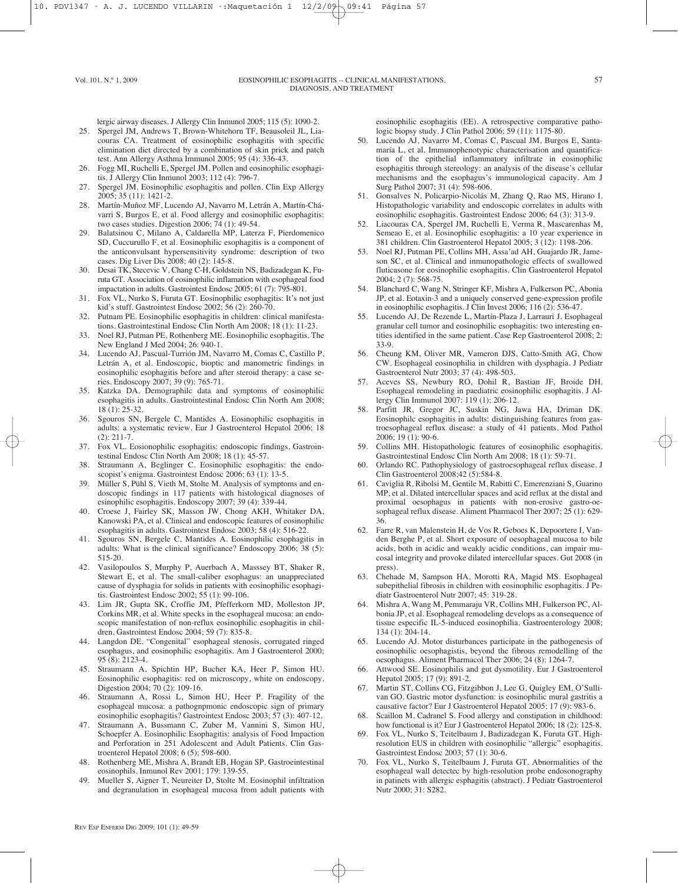lergic airway diseases. J Allergy Clin Inmunol 2005; 115 (5): 1090-2.

25. Spergel JM, Andrews T, Brown-Whitehorn TF, Beausoleil JL, Liacouras CA. Treatment of eosinophilic esophagitis with specific elimination diet directed by a combination of skin prick and patch test. Ann Allergy Asthma Immunol 2005; 95 (4): 336-43.
26. Fogg MI, Ruchelli E, Spergel JM. Pollen and eosinophilic esophagitis. J Allergy Clin Inmunol 2003; 112 (4): 796-7.
27. Spergel JM. Eosinophilic esophagitis and pollen. Clin Exp Allergy 2005; 35 (11): 1421-2.
28. Martín-Muñoz MF, Lucendo AJ, Navarro M, Letrán A, Martín-Chávarri S, Burgos E, et al. Food allergy and eosinophilic esophagitis: two cases studies. Digestion 2006; 74 (1): 49-54.
29. Balatsinou C, Milano A, Caldarella MP, Laterza F, Pierdomenico SD, Cuccurullo F, et al. Eosinophilic esophagitis is a component of the anticonvulsant hypersensitivity syndrome: description of two cases. Dig Liver Dis 2008; 40 (2): 145-8.
30. Desai TK, Stecevic V, Chang C-H, Goldstein NS, Badizadegan K, Furuta GT. Association of eosinophilic inflamation with esophageal food impactation in adults. Gastrointest Endosc 2005; 61 (7): 795-801.
31. Fox VL, Nurko S, Furuta GT. Eosinophilic esophagitis: It's not just kid's stuff. Gastrointest Endosc 2002; 56 (2): 260-70.
32. Putnam PE. Eosinophilic esophagitis in children: clinical manifestations. Gastrointestinal Endosc Clin North Am 2008; 18 (1): 11-23.
33. Noel RJ, Putman PE, Rothenberg ME. Eosinophilic esophagitis. The New England J Med 2004; 26: 940-1.
34. Lucendo AJ, Pascual-Turrión JM, Navarro M, Comas C, Castillo P, Letrán A, et al. Endoscopic, bioptic and manometric findings in eosinophilic esophagitis before and after steroid therapy: a case series. Endoscopy 2007; 39 (9): 765-71.
35. Katzka DA. Demographilc data and symptoms of eosinophilic esophagitis in adults. Gastrointestinal Endosc Clin North Am 2008; 18 (1): 25-32.
36. Sgouros SN, Bergele C, Mantides A. Eosinophilic esophagitis in adults: a systematic review. Eur J Gastroenterol Hepatol 2006; 18 (2): 211-7.
37. Fox VL. Eosionophilic esophagitis: endoscopic findings. Gastrointestinal Endosc Clin North Am 2008; 18 (1): 45-57.
38. Straumann A, Beglinger C. Eosinophilic esophagitis: the endoscopist's enigma. Gastrointest Endosc 2006; 63 (1): 13-5.
39. Müller S, Pühl S, Vieth M, Stolte M. Analysis of symptoms and endoscopic findings in 117 patients with histological diagnoses of esinophilic esophagitis. Endoscopy 2007; 39 (4): 339-44.
40. Croese J, Fairley SK, Masson JW, Chong AKH, Whitaker DA, Kanowski PA, et al. Clinical and endoscopic features of eosinophilic esophagitis in adults. Gastrointest Endosc 2003; 58 (4): 516-22.
41. Sgouros SN, Bergele C, Mantides A. Eosinophilic esophagitis in adults: What is the clinical significance? Endoscopy 2006; 38 (5): 515-20.
42. Vasilopoulos S, Murphy P, Auerbach A, Masssey BT, Shaker R, Stewart E, et al. The small-caliber esophagus: an unappreciated cause of dysphagia for solids in patients with eosinophilic esophagitis. Gastrointest Endosc 2002; 55 (1): 99-106.
43. Lim JR, Gupta SK, Croffie JM, Pfefferkorn MD, Molleston JP, Corkins MR, et al. White specks in the esophageal mucosa: an endoscopic manifestation of non-reflux eosinophilic esophagitis in children. Gastrointest Endosc 2004; 59 (7): 835-8.
44. Langdon DE. "Congenital" esophageal stenosis, corrugated ringed esophagus, and eosinophilic esophagitis. Am J Gastroenterol 2000; 95 (8): 2123-4.
45. Straumann A, Spichtin HP, Bucher KA, Heer P, Simon HU. Eosinophilic esophagitis: red on microscopy, white on endoscopy. Digestion 2004; 70 (2): 109-16.
46. Straumann A, Rossi L, Simon HU, Heer P. Fragility of the esophageal mucosa: a pathognpmonic endoscopic sign of primary eosinophilic esophagitis? Gastrointest Endosc 2003; 57 (3): 407-12.
47. Straumann A, Bussmann C, Zuber M, Vannini S, Simon HU, Schoepfer A. Eosinophilic Esophagitis: analysis of Food Impaction and Perforation in 251 Adolescent and Adult Patients. Clin Gastroenterol Hepatol 2008; 6 (5); 598-600.
48. Rothenberg ME, Mishra A, Brandt EB, Hogan SP. Gastroenteritical eosinophils. Inmunol Rev 2001; 179: 139-55.
49. Mueller S, Aigner T, Neureiter D, Stolte M. Eosinophil infiltration and degranulation in esophageal mucosa from adult patients with eosinophilic esophagitis (EE). A retrospective comparative pathologic biopsy study. J Clin Pathol 2006; 59 (11): 1175-80.
50. Lucendo AJ, Navarro M, Comas C, Pascual JM, Burgos E, Santamaría L, et al. Immunophenotypic characterisation and quantification of the epithelial inflammatory infiltrate in eosinophilic esophagitis through stereology: an analysis of the disease's cellular mechanisms and the esophagus's immunological capacity. Am J Surg Pathol 2007; 31 (4): 598-606.
51. Gonsalves N, Policarpio-Nicolás M, Zhang Q, Rao MS, Hirano I. Histopathologic variability and endoscopic correlates in adults with eosinophilic esophagitis. Gastrointest Endosc 2006; 64 (3): 313-9.
52. Liacouras CA, Spergel JM, Ruchelli E, Verma R, Mascarenhas M, Semeao E, et al. Eosinophilic esophagitis: a 10 year experience in 381 children. Clin Gastroenterol Hepatol 2005; 3 (12): 1198-206.
53. Noel RJ, Putman PE, Collins MH, Assa'ad AH, Guajardo JR, Jameson SC, et al. Clinical and inmunopathologic effects of swallowed fluticasone for eosinophilic esophagitis. Clin Gastroenterol Hepatol 2004; 2 (7): 568-75.
54. Blanchard C, Wang N, Stringer KF, Mishra A, Fulkerson PC, Abonia JP, et al. Eotaxin-3 and a uniquely conserved gene-expression profile in eosinophilic esophagitis. J Clin Invest 2006; 116 (2): 536-47.
55. Lucendo AJ, De Rezende L, Martín-Plaza J, Larrauri J. Esophageal granular cell tumor and eosinophilic esophagitis: two interesting entities identified in the same patient. Case Rep Gastroenterol 2008; 2: 33-9.
56. Cheung KM, Oliver MR, Vameron DJS, Catto-Smith AG, Chow CW. Esophageal eosinophilia in children with dysphagia. J Pediatr Gastroenterol Nutr 2003; 37 (4): 498-503.
57. Aceves SS, Newbury RO, Dohil R, Bastian JF, Broide DH. Esophageal remodeling in paediatric eosinophilic esophagitis. J Allergy Clin Immunol 2007: 119 (1); 206-12.
58. Parfitt JR, Gregor JC, Suskin NG, Jawa HA, Driman DK. Eosinophilic esophagitis in adults: distinguishing features from gastroesophageal reflux disease: a study of 41 patients. Mod Pathol 2006; 19 (1): 90-6.
59. Collins MH. Histopathologic features of eosinophilic esophagitis. Gastrointestinal Endosc Clin North Am 2008; 18 (1): 59-71.
60. Orlando RC. Pathophysiology of gastroesophageal reflux disease. J Clin Gastroenterol 2008;42 (5):584-8.
61. Caviglia R, Ribolsi M, Gentile M, Rabitti C, Emerenziani S, Guarino MP, et al. Dilated intercellular spaces and acid reflux at the distal and proximal oesophagus in patients with non-erosive gastro-oesophageal reflux disease. Aliment Pharmacol Ther 2007; 25 (1): 629-36.
62. Farre R, van Malenstein H, de Vos R, Geboes K, Depoortere I, Vanden Berghe P, et al. Short exposure of oesophageal mucosa to bile acids, both in acidic and weakly acidic conditions, can impair mucosal integrity and provoke dilated intercellular spaces. Gut 2008 (in press).
63. Chehade M, Sampson HA, Morotti RA, Magid MS. Esophageal subepithelial fibrosis in children with eosinophilic esophagitis. J Pediatr Gastroenterol Nutr 2007; 45: 319-28.
64. Mishra A, Wang M, Pemmaraju VR, Collins MH, Fulkerson PC, Albonia JP, et al. Esophageal remodeling develops as a consequence of tissue especific IL-5-induced eosinophilia. Gastroenterology 2008; 134 (1): 204-14.
65. Lucendo AJ. Motor disturbances participate in the pathogenesis of eosinophilic oesophagistis, beyond the fibrous remodelling of the oesophagus. Aliment Pharmacol Ther 2006; 24 (8): 1264-7.
66. Attwood SE. Eosinophilis and gut dysmotility. Eur J Gastroenterol Hepatol 2005; 17 (9): 891-2.
67. Martin ST, Collins CG, Fitzgibbon J, Lee G, Quigley EM, O'Sullivan GO. Gastric motor dysfunction: is eosinophilic mural gastritis a causative factor? Eur J Gastroenterol Hepatol 2005; 17 (9): 983-6.
68. Scaillon M, Cadranel S. Food allergy and constipation in childhood: how functional is it? Eur J Gastroenterol Hepatol 2006; 18 (2): 125-8.
69. Fox VL, Nurko S, Teitelbaum J, Badizadegan K, Furuta GT. High-resolution EUS in children with eosinophilic "allergic" esophagitis. Gastrointest Endosc 2003; 57 (1): 30-6.
70. Fox VL, Nurko S, Teitelbaum J, Furuta GT. Abnormalities of the esophageal wall detectec by high-resolution probe endosonography in patinets with allergic esphagitis (abstract). J Pediatr Gastroenterol Nutr 2000; 31: S282.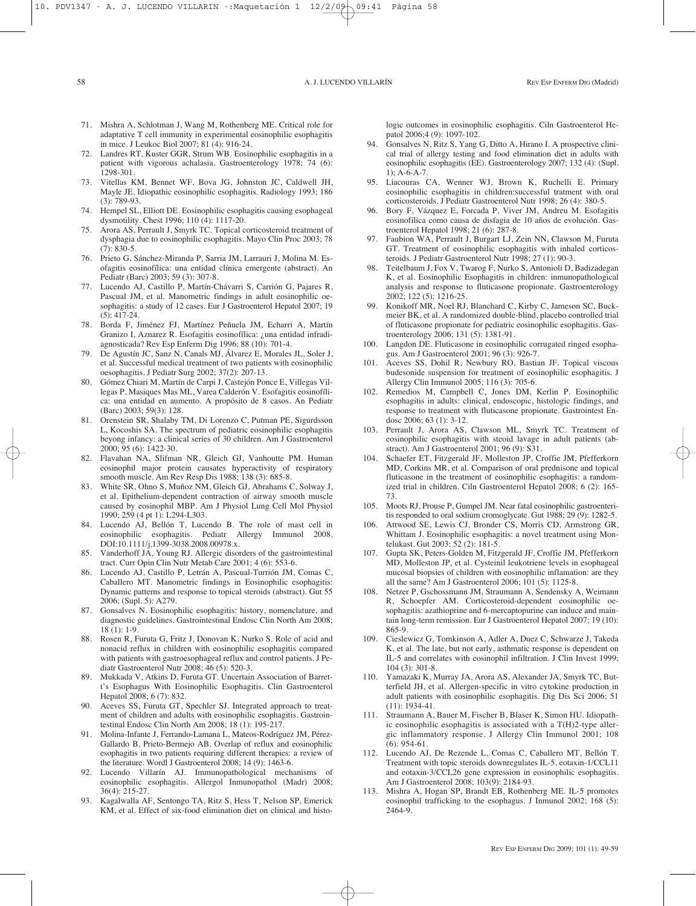71. Mishra A, Schlotman J, Wang M, Rothenberg ME. Critical role for adaptative T cell immunity in experimental eosinophilic esophagitis in mice. J Leukoc Biol 2007; 81 (4): 916-24.
72. Landres RT, Kuster GGR, Strum WB. Eosinophilic esophagitis in a patient with vigorous achalasia. Gastroenterology 1978; 74 (6): 1298-301.
73. Vitellas KM, Bennet WF, Bova JG, Johnston JC, Caldwell JH, Mayle JE. Idiopathic eosinophilic esophagitis. Radiology 1993; 186 (3): 789-93.
74. Hempel SL, Elliott DE. Eosinophilic esophagitis causing esophageal dysmotility. Chest 1996; 110 (4): 1117-20.
75. Arora AS, Perrault J, Smyrk TC. Topical corticosteroid treatment of dysphagia due to eosinophilic esophagitis. Mayo Clin Proc 2003; 78 (7): 830-5.
76. Prieto G, Sánchez-Miranda P, Sarria JM, Larrauri J, Molina M. Esofagitis eosinofílica: una entidad clínica emergente (abstract). An Pediatr (Barc) 2003; 59 (3): 307-8.
77. Lucendo AJ, Castillo P, Martín-Chávarri S, Carrión G, Pajares R, Pascual JM, et al. Manometric findings in adult eosinophilic oesophagitis: a study of 12 cases. Eur J Gastroenterol Hepatol 2007; 19 (5): 417-24.
78. Borda F, Jiménez FJ, Martínez Peñuela JM, Echarri A, Martín Granizo I, Aznarez R. Esofagitis eosinofílica: ¿una entidad infradiagnosticada? Rev Esp Enferm Dig 1996; 88 (10): 701-4.
79. De Agustín JC, Sanz N, Canals MJ, Álvarez E, Morales JL, Soler J, et al. Successful medical treatment of two patients with eosinophilic oesophagitis. J Pediatr Surg 2002; 37(2): 207-13.
80. Gómez Chiari M, Martín de Carpi J, Castejón Ponce E, Villegas Villegas P, Masiques Mas ML, Varea Calderón V. Esofagitis eosinofílica: una entidad en aumento. A propósito de 8 casos. An Pediatr (Barc) 2003; 59(3): 128.
81. Orenstein SR, Shalaby TM, Di Lorenzo C, Putman PE, Sigurdsson L, Kocoshis SA. The spectrum of pediatric eosinophilic esophagitis beyong infancy: a clinical series of 30 children. Am J Gastroenterol 2000; 95 (6): 1422-30.
82. Flavahan NA, Slifman NR, Gleich GJ, Vanhoutte PM. Human eosinophil major protein causates hyperactivity of respiratory smooth muscle. Am Rev Resp Dis 1988; 138 (3): 685-8.
83. White SR, Ohno S, Muñoz NM, Gleich GJ, Abrahams C, Solway J, et al. Epithelium-dependent contraction of airway smooth muscle caused by eosinophil MBP. Am J Physiol Lung Cell Mol Physiol 1990; 259 (4 pt 1): L294-L303.
84. Lucendo AJ, Bellón T, Lucendo B. The role of mast cell in eosinophilic esophagitis. Pediatr Allergy Immunol 2008. DOI:10.1111/j.1399-3038.2008.00978.x.
85. Vanderhoff JA, Young RJ. Allergic disorders of the gastrointestinal tract. Curr Opin Clin Nutr Metab Care 2001; 4 (6): 553-6.
86. Lucendo AJ, Castillo P, Letrán A, Pascual-Turrión JM, Comas C, Caballero MT. Manometric findings in Eosinophilic esophagitis: Dynamic patterns and response to topical steroids (abstract). Gut 55 2006; (Supl. 5): A279.
87. Gonsalves N. Eosinophilic esophagitis: history, nomenclature, and diagnostic guidelines. Gastrointestinal Endosc Clin North Am 2008; 18 (1): 1-9.
88. Rosen R, Furuta G, Fritz J, Donovan K, Nurko S. Role of acid and nonacid reflux in children with eosinophilic esophagitis compared with patients with gastroesophageal reflux and control patients. J Pediatr Gastroenterol Nutr 2008; 46 (5): 520-3.
89. Mukkada V, Atkins D, Furuta GT. Uncertain Association of Barrett's Esophagus With Eosinophilic Esophagitis. Clin Gastroenterol Hepatol 2008; 6 (7): 832.
90. Aceves SS, Furuta GT, Spechler SJ. Integrated approach to treatment of children and adults with eosinophilic esophagitis. Gastrointestinal Endosc Clin North Am 2008; 18 (1): 195-217.
91. Molina-Infante J, Ferrando-Lamana L, Mateos-Rodríguez JM, Pérez-Gallardo B, Prieto-Bermejo AB. Overlap of reflux and eosinophilic esophagitis in two patients requiring different therapies: a review of the literature. Wordl J Gastroenterol 2008; 14 (9): 1463-6.
92. Lucendo Villarín AJ. Immunopathological mechanisms of eosinophilic esophagitis. Allergol Inmunopathol (Madr) 2008; 36(4): 215-27.
93. Kagalwalla AF, Sentongo TA, Ritz S, Hess T, Nelson SP, Emerick KM, et al. Effect of six-food elimination diet on clinical and histologic outcomes in eosinophilic esophagitis. Ciln Gastroenterol Hepatol 2006;4 (9): 1097-102.
94. Gonsalves N, Ritz S, Yang G, Ditto A, Hirano I. A prospective clinical trial of allergy testing and food elimination diet in adults with eosinophilic esophagitis (EE). Gastroenterology 2007; 132 (4): (Supl. 1); A-6-A-7.
95. Liacouras CA, Wenner WJ, Brown K, Ruchelli E. Primary eosinophilic esophagitis in children:successful tratment with oral corticosteroids. J Pediatr Gastroenterol Nutr 1998; 26 (4): 380-5.
96. Bory F, Vázquez E, Forcada P, Viver JM, Andreu M. Esofagitis eosinofílica como causa de disfagia de 10 años de evolución. Gastroenterol Hepatol 1998; 21 (6): 287-8.
97. Faubion WA, Perrault J, Burgart LJ, Zein NN, Clawson M, Furuta GT. Treatment of eosinophilic esophagitis with inhaled corticosteroids. J Pediatr Gastroenterol Nutr 1998; 27 (1): 90-3.
98. Teitelbaum J, Fox V, Twarog F, Nurko S, Antonioli D, Badizadegan K, et al. Eosinophilic Esophagitis in children: inmunopathological analysis and response to fluticasone propionate. Gastroenterology 2002; 122 (5): 1216-25.
99. Konikoff MR, Noel RJ, Blanchard C, Kirby C, Jameson SC, Buckmeier BK, et al. A randomized double-blind, placebo controlled trial of fluticasone propionate for pediatric eosinophilic esophagitis. Gastroenterology 2006; 131 (5): 1381-91.
100. Langdon DE. Fluticasone in eosinophilic corrugated ringed esophagus. Am J Gastroenterol 2001; 96 (3): 926-7.
101. Aceves SS, Dohil R, Newbury RO, Bastian JF. Topical viscous budesonide suspension for treatment of eosinophilic esophagitis. J Allergy Clin Immunol 2005; 116 (3): 705-6.
102. Remedios M, Campbell C, Jones DM, Kerlin P. Eosinophilic esophagitis in adults: clinical, endoscopic, histologic findings, and response to treatment with fluticasone propionate. Gastrointest Endosc 2006; 63 (1): 3-12.
103. Perrault J, Arora AS, Clawson ML, Smyrk TC. Treatment of eosinophilic esophagitis with steoid lavage in adult patients (abstract). Am J Gastroenterol 2001; 96 (9): S31.
104. Schaefer ET, Fitzgerald JF, Molleston JP, Croffie JM, Pfefferkorn MD, Corkins MR, et al. Comparison of oral prednisone and topical fluticasone in the treatment of eosinophilic esophagitis: a randomized trial in children. Ciln Gastroenterol Hepatol 2008; 6 (2): 165-73.
105. Moots RJ, Prouse P, Gumpel JM. Near fatal eosinophilic gastroenteritis responded to oral sodium cromoglycate. Gut 1988; 29 (9): 1282-5.
106. Attwood SE, Lewis CJ, Bronder CS, Morris CD, Armstrong GR, Whittam J. Eosinophilic esophagitis: a novel treatment using Montelukast. Gut 2003; 52 (2): 181-5.
107. Gupta SK, Peters-Golden M, Fitzgerald JF, Croffie JM, Pfefferkorn MD, Molleston JP, et al. Cysteinil leukotriene levels in esophageal mucosal biopsies of children with eosinophilic inflammation: are they all the same? Am J Gastroenterol 2006; 101 (5): 1125-8.
108. Netzer P, Gschossmann JM, Straumann A, Sendensky A, Weimann R, Schoepfer AM. Corticosteroid-dependent eosinophilic oesophagitis: azathioprine and 6-mercaptopurine can induce and maintain long-term remission. Eur J Gastroenterol Hepatol 2007; 19 (10): 865-9.
109. Cieslewicz G, Tomkinson A, Adler A, Duez C, Schwarze J, Takeda K, et al. The late, but not early, asthmatic response is dependent on IL-5 and correlates with eosinophil infiltration. J Clin Invest 1999; 104 (3): 301-8.
110. Yamazaki K, Murray JA, Arora AS, Alexander JA, Smyrk TC, Butterfield JH, et al. Allergen-specific in vitro cytokine production in adult patients with eosinophilic esophagitis. Dig Dis Sci 2006; 51 (11): 1934-41.
111. Straumann A, Bauer M, Fischer B, Blaser K, Simon HU. Idiopathic eosinophilic esophagitis is associated with a T(H)2-type allergic inflammatory response. J Allergy Clin Immunol 2001; 108 (6): 954-61.
112. Lucendo AJ, De Rezende L, Comas C, Caballero MT, Bellón T. Treatment with topic steroids downregulates IL-5, eotaxin-1/CCL11 and eotaxin-3/CCL26 gene expression in eosinophilic esophagitis. Am J Gastroenterol 2008; 103(9): 2184-93.
113. Mishra A, Hogan SP, Brandt EB, Rothenberg ME. IL-5 promotes eosinophil trafficking to the esophagus. J Inmunol 2002; 168 (5): 2464-9.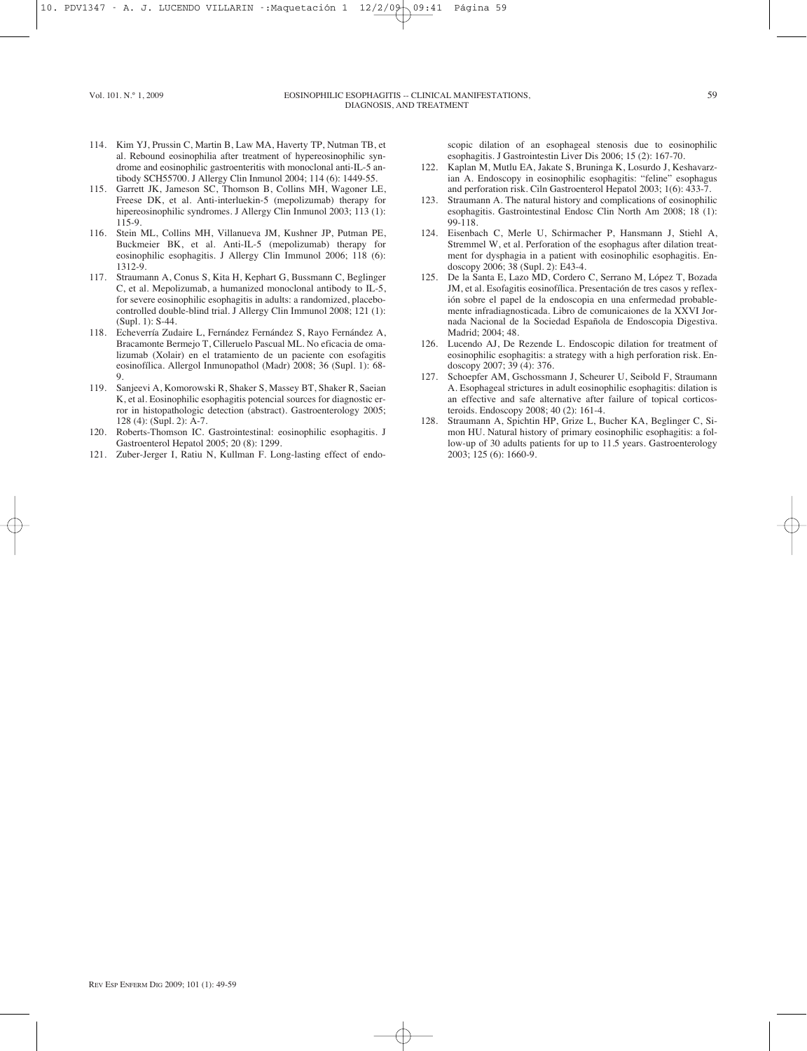114. Kim YJ, Prussin C, Martin B, Law MA, Haverty TP, Nutman TB, et al. Rebound eosinophilia after treatment of hypereosinophilic syndrome and eosinophilic gastroenteritis with monoclonal anti-IL-5 antibody SCH55700. J Allergy Clin Inmunol 2004; 114 (6): 1449-55.
115. Garrett JK, Jameson SC, Thomson B, Collins MH, Wagoner LE, Freese DK, et al. Anti-interluekin-5 (mepolizumab) therapy for hipereosinophilic syndromes. J Allergy Clin Inmunol 2003; 113 (1): 115-9.
116. Stein ML, Collins MH, Villanueva JM, Kushner JP, Putman PE, Buckmeier BK, et al. Anti-IL-5 (mepolizumab) therapy for eosinophilic esophagitis. J Allergy Clin Immunol 2006; 118 (6): 1312-9.
117. Straumann A, Conus S, Kita H, Kephart G, Bussmann C, Beglinger C, et al. Mepolizumab, a humanized monoclonal antibody to IL-5, for severe eosinophilic esophagitis in adults: a randomized, placebo-controlled double-blind trial. J Allergy Clin Immunol 2008; 121 (1): (Supl. 1): S-44.
118. Echeverría Zudaire L, Fernández Fernández S, Rayo Fernández A, Bracamonte Bermejo T, Cilleruelo Pascual ML. No eficacia de omalizumab (Xolair) en el tratamiento de un paciente con esofagitis eosinofílica. Allergol Inmunopathol (Madr) 2008; 36 (Supl. 1): 68-9.
119. Sanjeevi A, Komorowski R, Shaker S, Massey BT, Shaker R, Saeian K, et al. Eosinophilic esophagitis potencial sources for diagnostic error in histopathologic detection (abstract). Gastroenterology 2005; 128 (4): (Supl. 2): A-7.
120. Roberts-Thomson IC. Gastrointestinal: eosinophilic esophagitis. J Gastroenterol Hepatol 2005; 20 (8): 1299.
121. Zuber-Jerger I, Ratiu N, Kullman F. Long-lasting effect of endoscopic dilation of an esophageal stenosis due to eosinophilic esophagitis. J Gastrointestin Liver Dis 2006; 15 (2): 167-70.
122. Kaplan M, Mutlu EA, Jakate S, Bruninga K, Losurdo J, Keshavarzian A. Endoscopy in eosinophilic esophagitis: "feline" esophagus and perforation risk. Ciln Gastroenterol Hepatol 2003; 1(6): 433-7.
123. Straumann A. The natural history and complications of eosinophilic esophagitis. Gastrointestinal Endosc Clin North Am 2008; 18 (1): 99-118.
124. Eisenbach C, Merle U, Schirmacher P, Hansmann J, Stiehl A, Stremmel W, et al. Perforation of the esophagus after dilation treatment for dysphagia in a patient with eosinophilic esophagitis. Endoscopy 2006; 38 (Supl. 2): E43-4.
125. De la Santa E, Lazo MD, Cordero C, Serrano M, López T, Bozada JM, et al. Esofagitis eosinofílica. Presentación de tres casos y reflexión sobre el papel de la endoscopia en una enfermedad probablemente infradiagnosticada. Libro de comunicaiones de la XXVI Jornada Nacional de la Sociedad Española de Endoscopia Digestiva. Madrid; 2004; 48.
126. Lucendo AJ, De Rezende L. Endoscopic dilation for treatment of eosinophilic esophagitis: a strategy with a high perforation risk. Endoscopy 2007; 39 (4): 376.
127. Schoepfer AM, Gschossmann J, Scheurer U, Seibold F, Straumann A. Esophageal strictures in adult eosinophilic esophagitis: dilation is an effective and safe alternative after failure of topical corticosteroids. Endoscopy 2008; 40 (2): 161-4.
128. Straumann A, Spichtin HP, Grize L, Bucher KA, Beglinger C, Simon HU. Natural history of primary eosinophilic esophagitis: a follow-up of 30 adults patients for up to 11.5 years. Gastroenterology 2003; 125 (6): 1660-9.